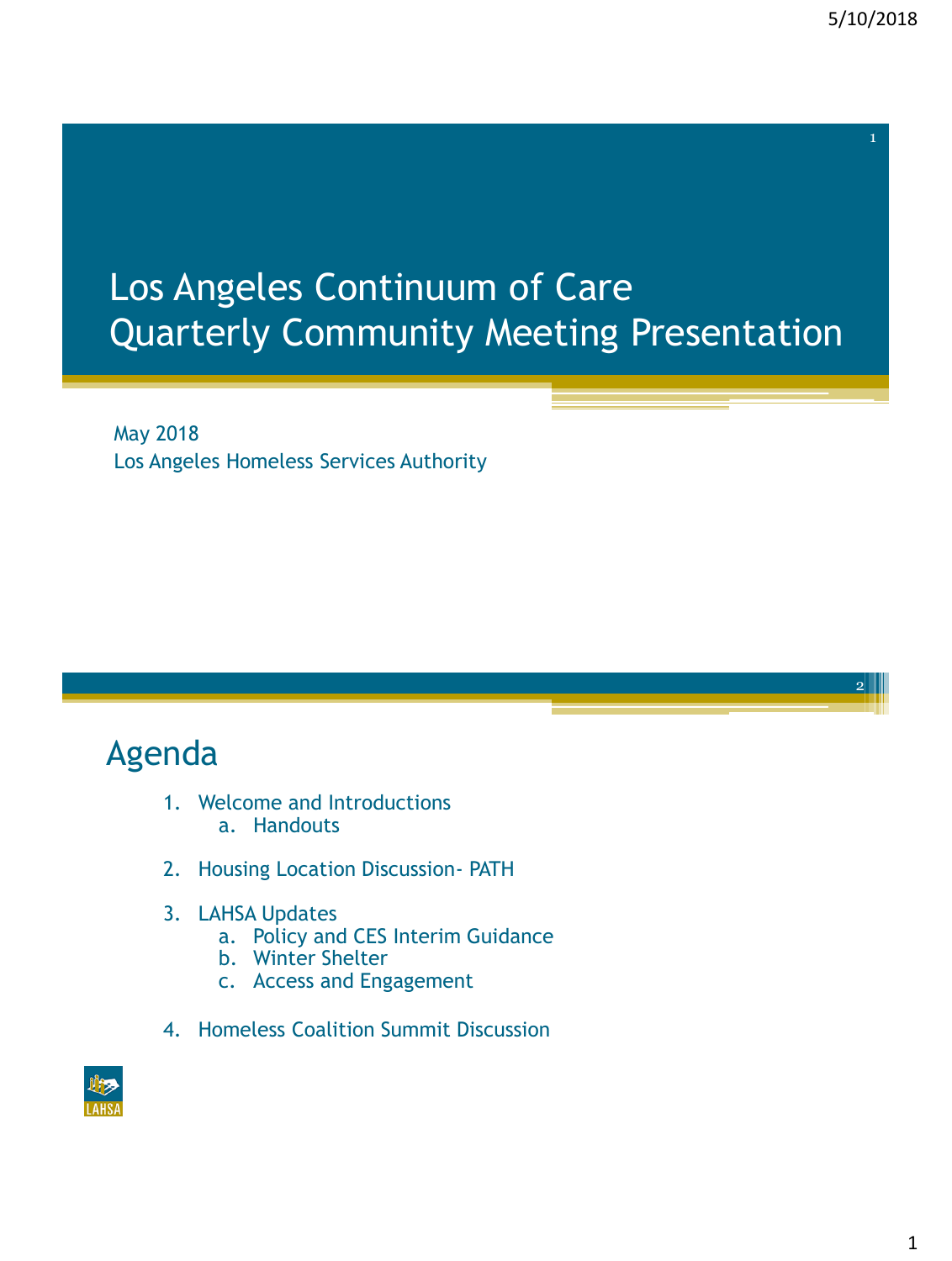# Los Angeles Continuum of Care Quarterly Community Meeting Presentation

May 2018
Los Angeles Homeless Services Authority

## Agenda

1. Welcome and Introductions
   a. Handouts
2. Housing Location Discussion- PATH
3. LAHSA Updates
   a. Policy and CES Interim Guidance
   b. Winter Shelter
   c. Access and Engagement
4. Homeless Coalition Summit Discussion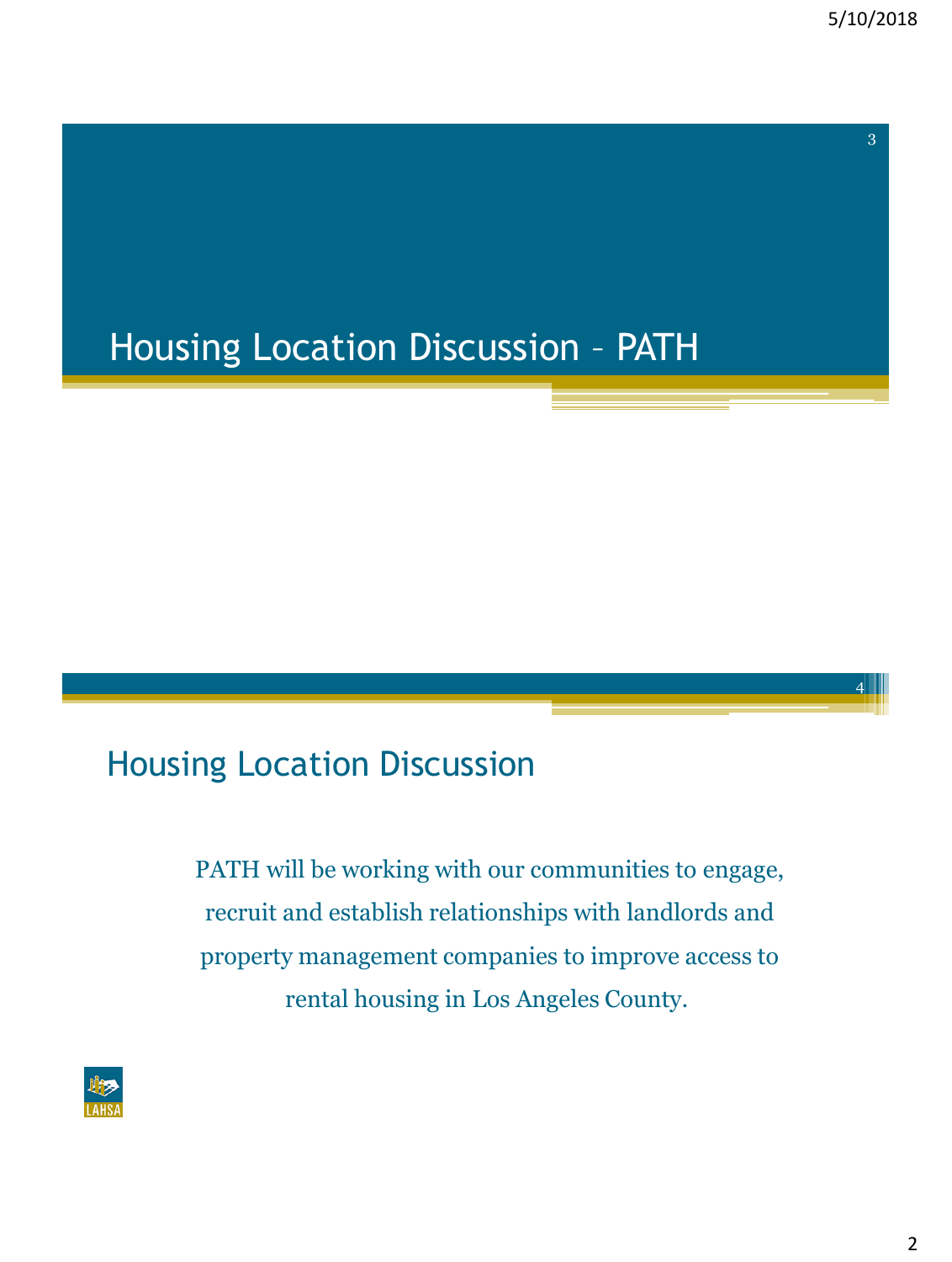# Housing Location Discussion – PATH

## Housing Location Discussion

PATH will be working with our communities to engage, recruit and establish relationships with landlords and property management companies to improve access to rental housing in Los Angeles County.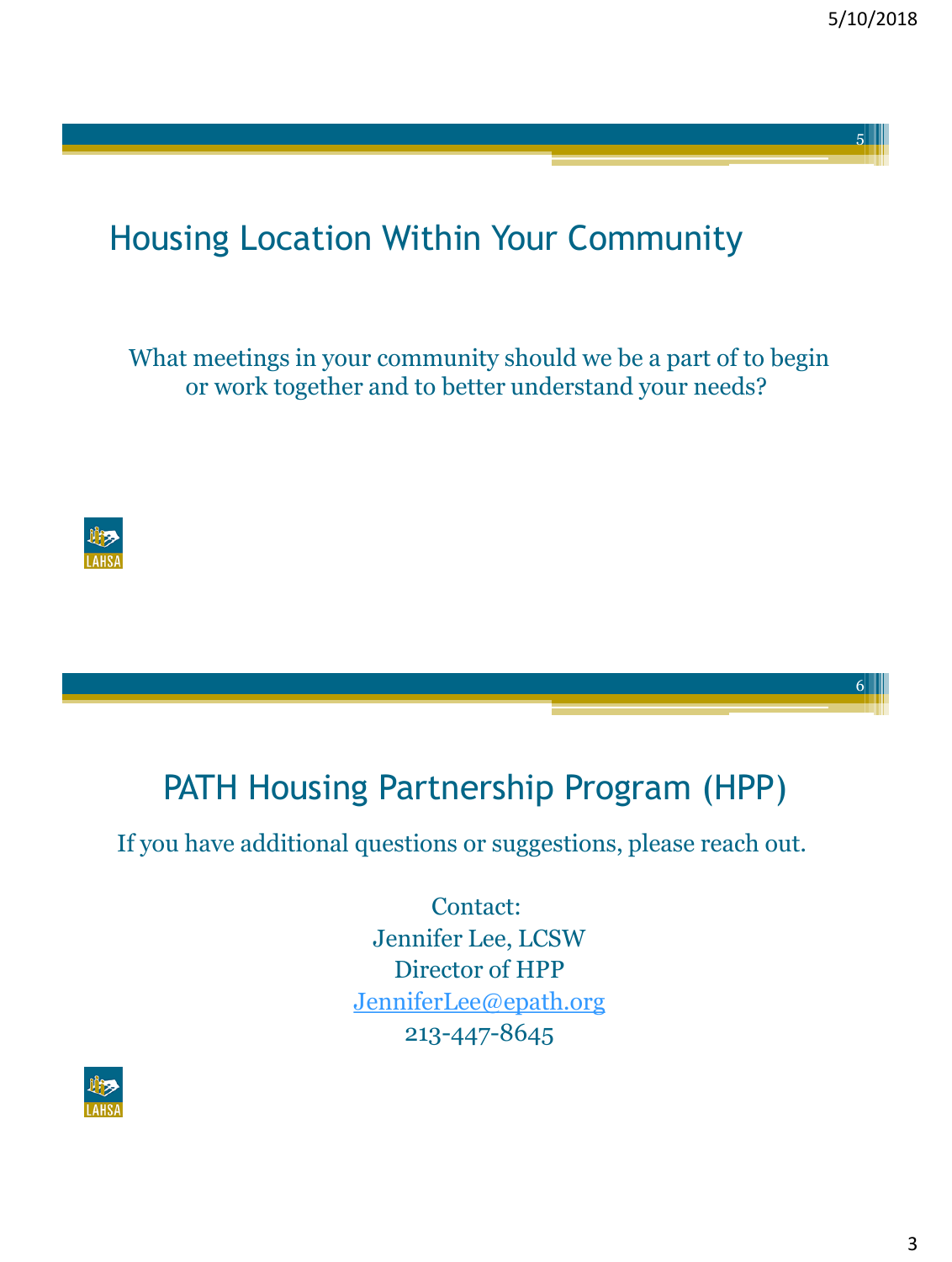## Housing Location Within Your Community

What meetings in your community should we be a part of to begin or work together and to better understand your needs?

## PATH Housing Partnership Program (HPP)

If you have additional questions or suggestions, please reach out.

Contact:
Jennifer Lee, LCSW
Director of HPP
JenniferLee@epath.org
213-447-8645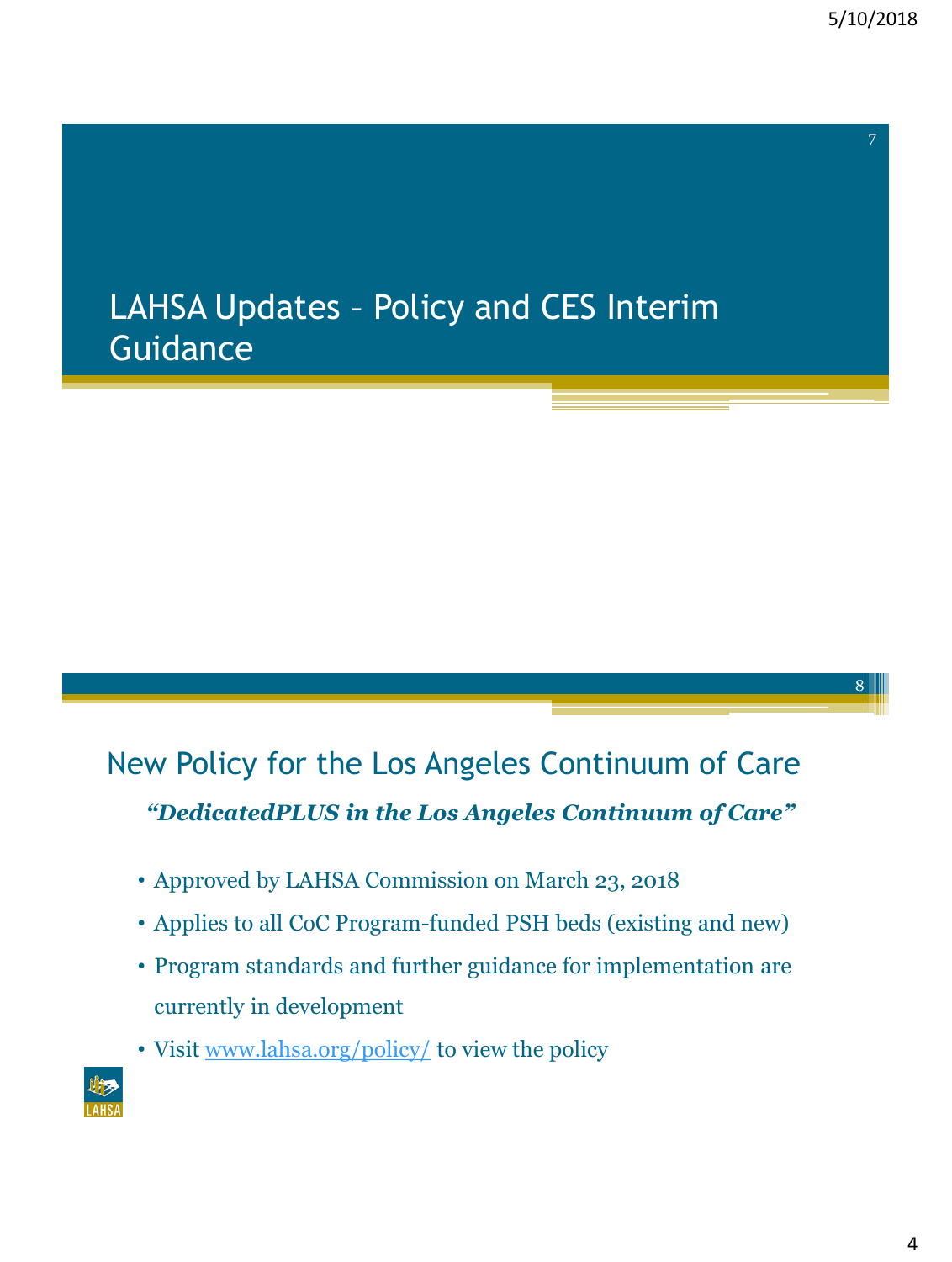# LAHSA Updates – Policy and CES Interim Guidance

## New Policy for the Los Angeles Continuum of Care

***"DedicatedPLUS in the Los Angeles Continuum of Care"***

- Approved by LAHSA Commission on March 23, 2018
- Applies to all CoC Program-funded PSH beds (existing and new)
- Program standards and further guidance for implementation are currently in development
- Visit www.lahsa.org/policy/ to view the policy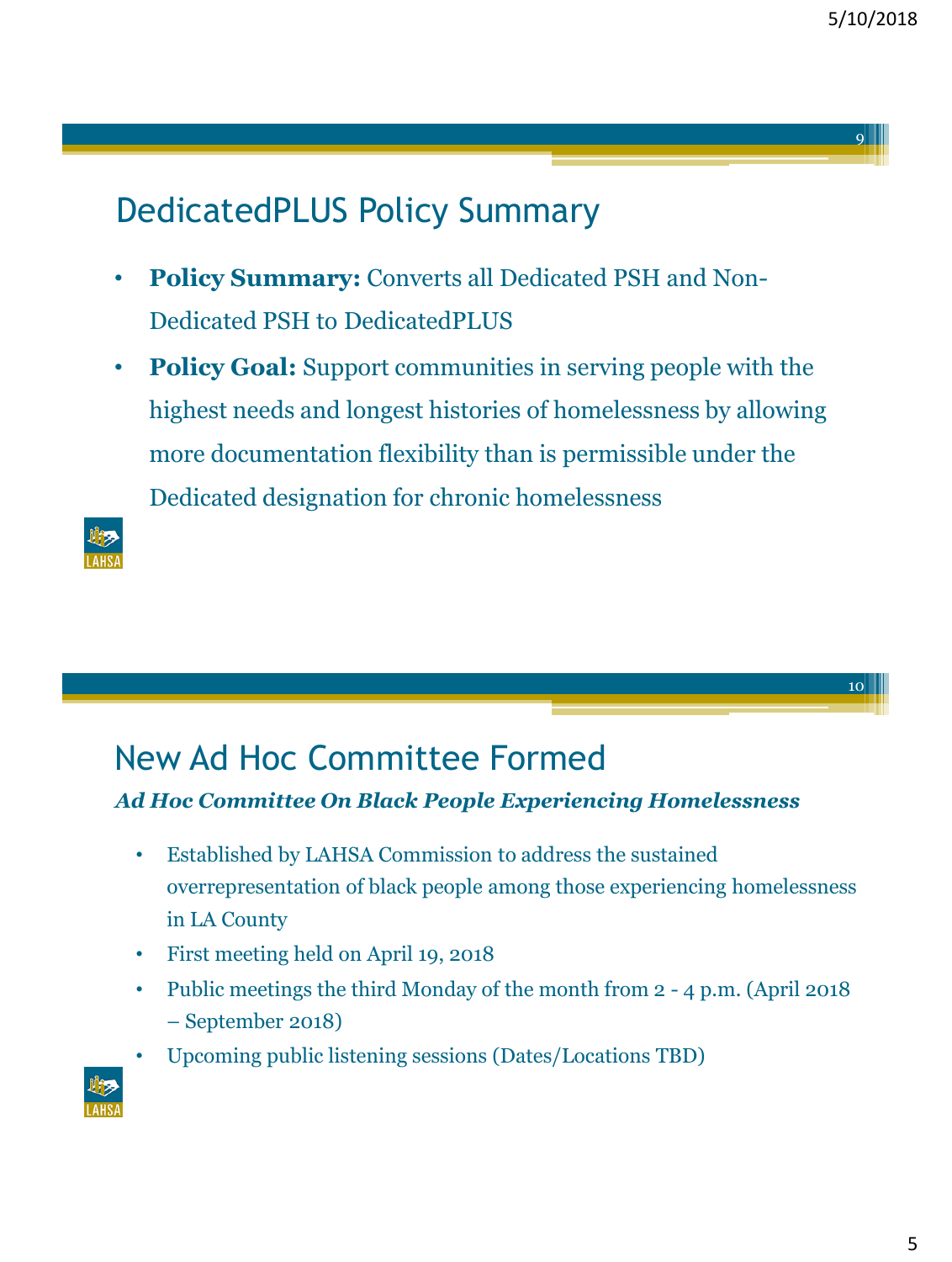## DedicatedPLUS Policy Summary

- **Policy Summary:** Converts all Dedicated PSH and Non-Dedicated PSH to DedicatedPLUS
- **Policy Goal:** Support communities in serving people with the highest needs and longest histories of homelessness by allowing more documentation flexibility than is permissible under the Dedicated designation for chronic homelessness

## New Ad Hoc Committee Formed

***Ad Hoc Committee On Black People Experiencing Homelessness***

- Established by LAHSA Commission to address the sustained overrepresentation of black people among those experiencing homelessness in LA County
- First meeting held on April 19, 2018
- Public meetings the third Monday of the month from 2 - 4 p.m. (April 2018 – September 2018)
- Upcoming public listening sessions (Dates/Locations TBD)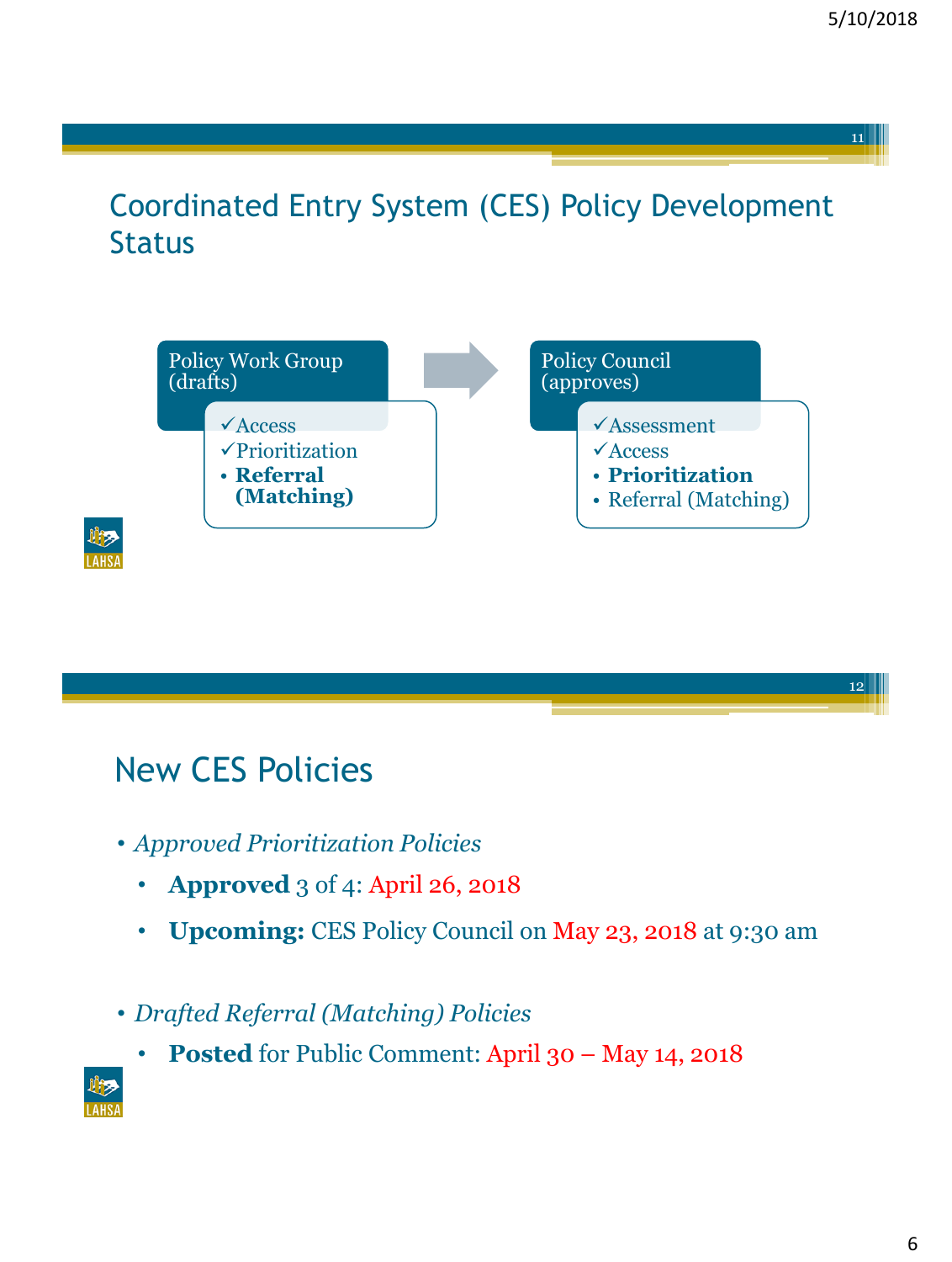## Coordinated Entry System (CES) Policy Development Status

**Policy Work Group (drafts)**

- ✓Access
- ✓Prioritization
- **Referral (Matching)**

**Policy Council (approves)**

- ✓Assessment
- ✓Access
- **Prioritization**
- Referral (Matching)

## New CES Policies

- *Approved Prioritization Policies*
  - **Approved** 3 of 4: April 26, 2018
  - **Upcoming:** CES Policy Council on May 23, 2018 at 9:30 am
- *Drafted Referral (Matching) Policies*
  - **Posted** for Public Comment: April 30 – May 14, 2018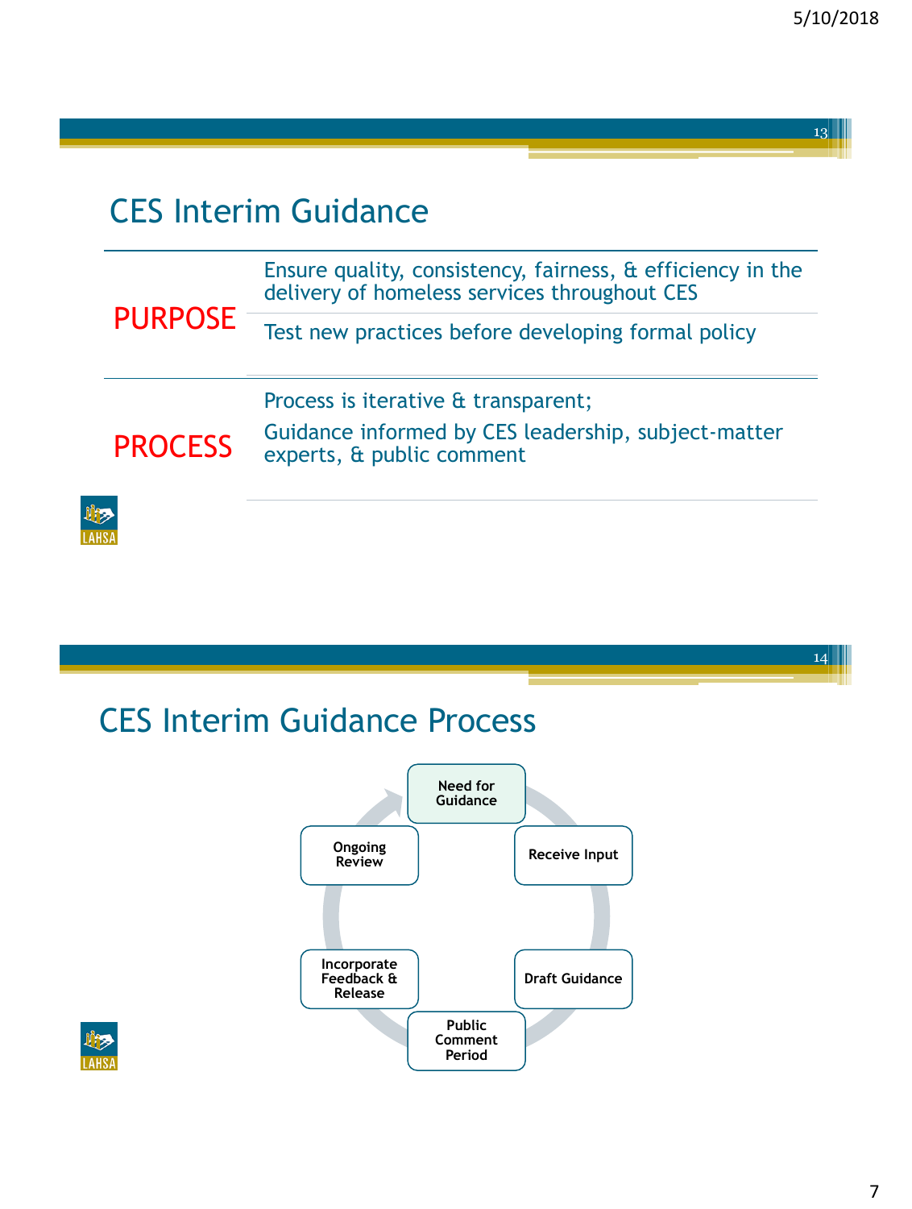## CES Interim Guidance

| | |
|---|---|
| **PURPOSE** | Ensure quality, consistency, fairness, & efficiency in the delivery of homeless services throughout CES |
| | Test new practices before developing formal policy |
| **PROCESS** | Process is iterative & transparent; |
| | Guidance informed by CES leadership, subject-matter experts, & public comment |

## CES Interim Guidance Process

- Need for Guidance
- Receive Input
- Draft Guidance
- Public Comment Period
- Incorporate Feedback & Release
- Ongoing Review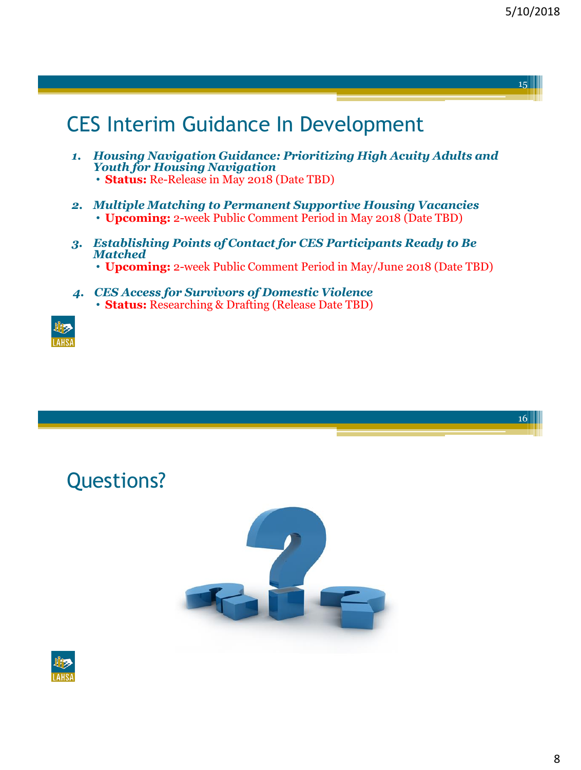## CES Interim Guidance In Development

1. ***Housing Navigation Guidance: Prioritizing High Acuity Adults and Youth for Housing Navigation***
   - **Status:** Re-Release in May 2018 (Date TBD)

2. ***Multiple Matching to Permanent Supportive Housing Vacancies***
   - **Upcoming:** 2-week Public Comment Period in May 2018 (Date TBD)

3. ***Establishing Points of Contact for CES Participants Ready to Be Matched***
   - **Upcoming:** 2-week Public Comment Period in May/June 2018 (Date TBD)

4. ***CES Access for Survivors of Domestic Violence***
   - **Status:** Researching & Drafting (Release Date TBD)

## Questions?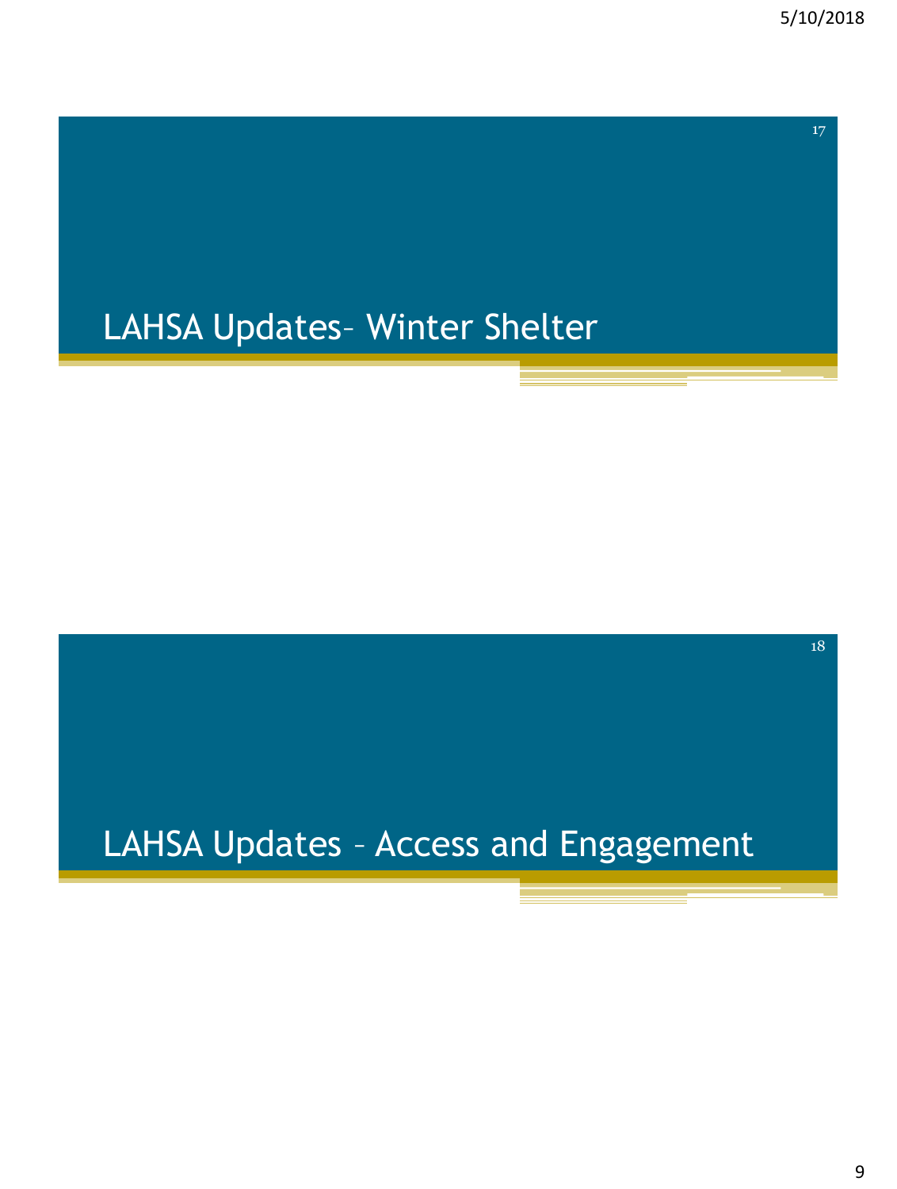# LAHSA Updates– Winter Shelter

# LAHSA Updates – Access and Engagement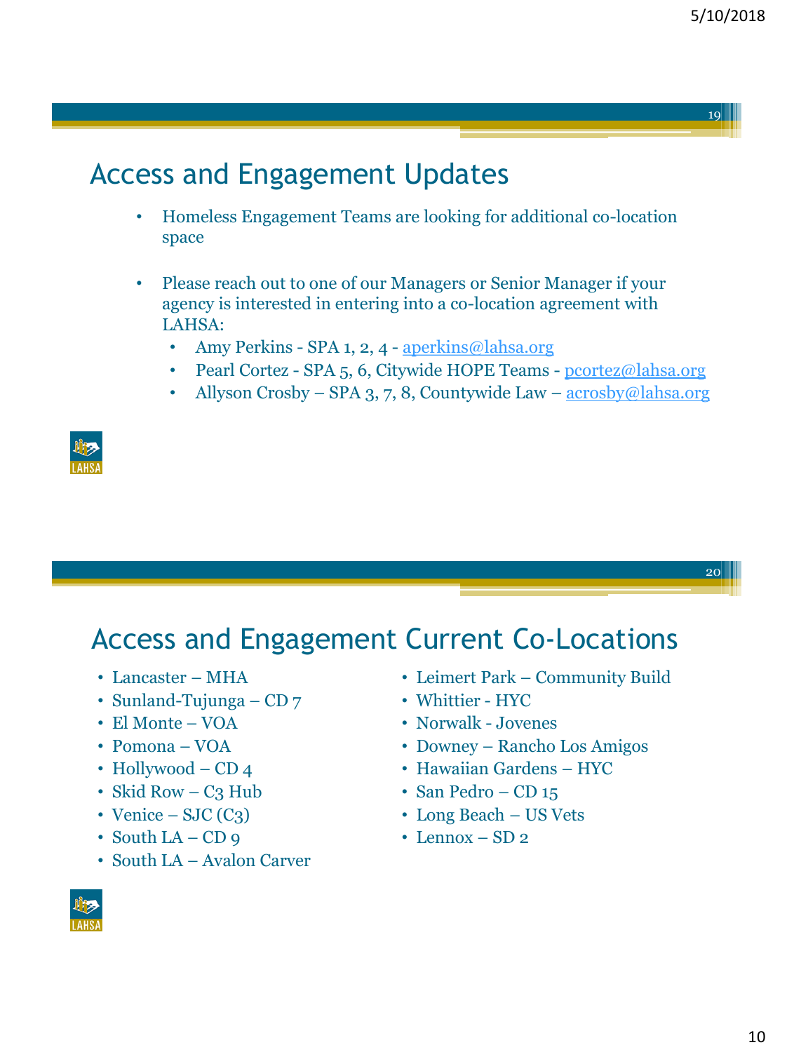## Access and Engagement Updates

- Homeless Engagement Teams are looking for additional co-location space
- Please reach out to one of our Managers or Senior Manager if your agency is interested in entering into a co-location agreement with LAHSA:
  - Amy Perkins - SPA 1, 2, 4 - aperkins@lahsa.org
  - Pearl Cortez - SPA 5, 6, Citywide HOPE Teams - pcortez@lahsa.org
  - Allyson Crosby – SPA 3, 7, 8, Countywide Law – acrosby@lahsa.org

## Access and Engagement Current Co-Locations

- Lancaster – MHA
- Sunland-Tujunga – CD 7
- El Monte – VOA
- Pomona – VOA
- Hollywood – CD 4
- Skid Row – C3 Hub
- Venice – SJC (C3)
- South LA – CD 9
- South LA – Avalon Carver
- Leimert Park – Community Build
- Whittier - HYC
- Norwalk - Jovenes
- Downey – Rancho Los Amigos
- Hawaiian Gardens – HYC
- San Pedro – CD 15
- Long Beach – US Vets
- Lennox – SD 2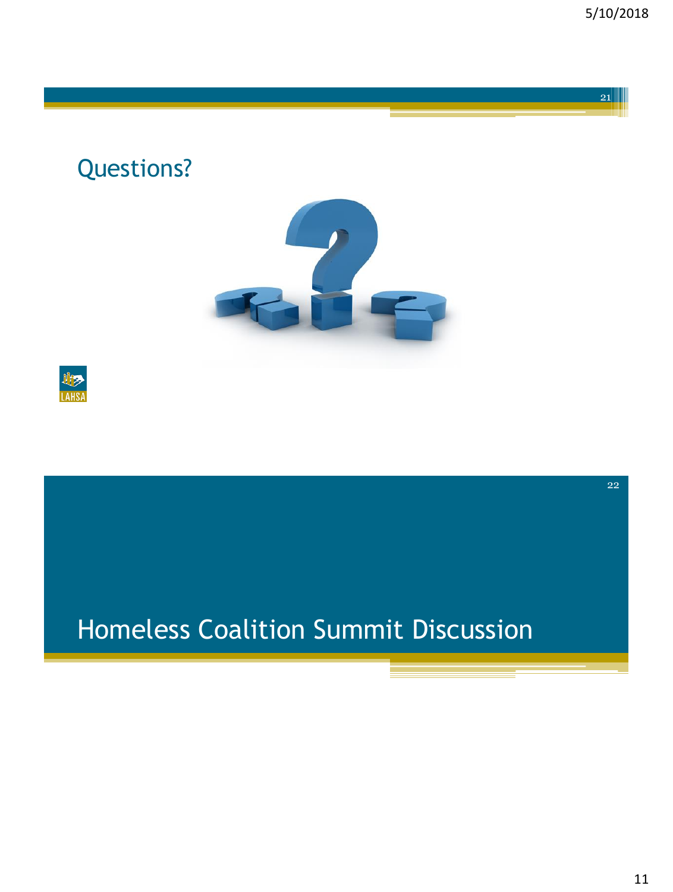## Questions?

LAHSA

# Homeless Coalition Summit Discussion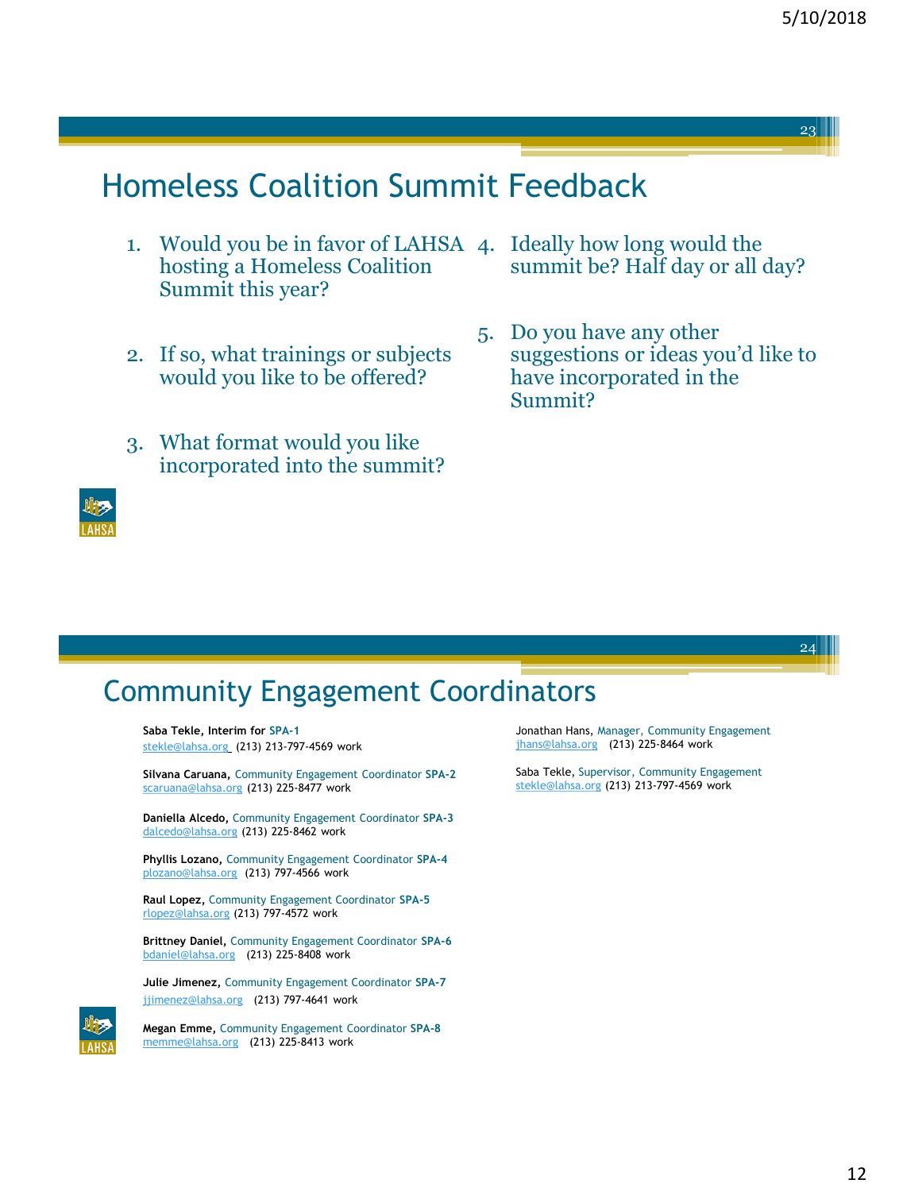## Homeless Coalition Summit Feedback

1. Would you be in favor of LAHSA hosting a Homeless Coalition Summit this year?
2. If so, what trainings or subjects would you like to be offered?
3. What format would you like incorporated into the summit?
4. Ideally how long would the summit be? Half day or all day?
5. Do you have any other suggestions or ideas you'd like to have incorporated in the Summit?

## Community Engagement Coordinators

**Saba Tekle, Interim for SPA-1**
stekle@lahsa.org (213) 213-797-4569 work

**Silvana Caruana,** Community Engagement Coordinator **SPA-2**
scaruana@lahsa.org (213) 225-8477 work

**Daniella Alcedo,** Community Engagement Coordinator **SPA-3**
dalcedo@lahsa.org (213) 225-8462 work

**Phyllis Lozano,** Community Engagement Coordinator **SPA-4**
plozano@lahsa.org (213) 797-4566 work

**Raul Lopez,** Community Engagement Coordinator **SPA-5**
rlopez@lahsa.org (213) 797-4572 work

**Brittney Daniel,** Community Engagement Coordinator **SPA-6**
bdaniel@lahsa.org (213) 225-8408 work

**Julie Jimenez,** Community Engagement Coordinator **SPA-7**
jjimenez@lahsa.org (213) 797-4641 work

**Megan Emme,** Community Engagement Coordinator **SPA-8**
memme@lahsa.org (213) 225-8413 work

Jonathan Hans, Manager, Community Engagement
jhans@lahsa.org (213) 225-8464 work

Saba Tekle, Supervisor, Community Engagement
stekle@lahsa.org (213) 213-797-4569 work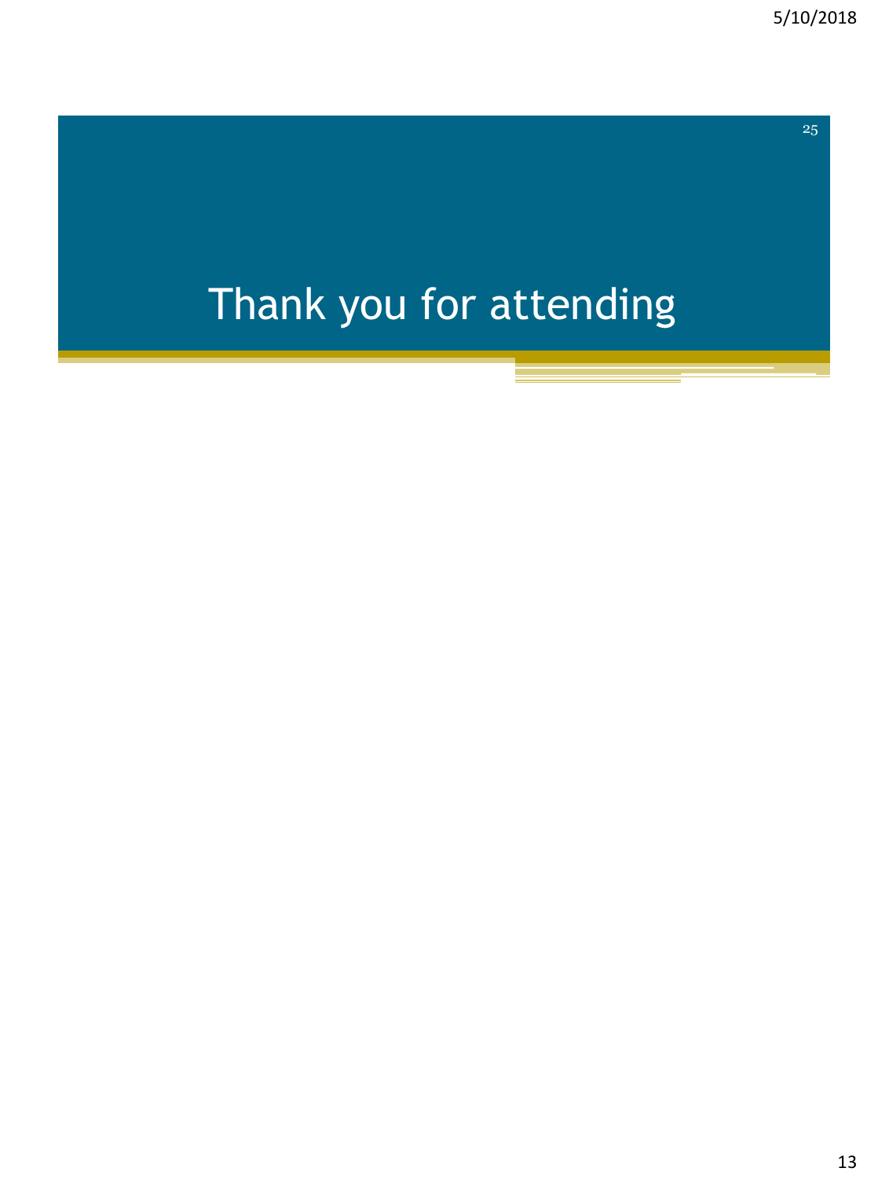# Thank you for attending